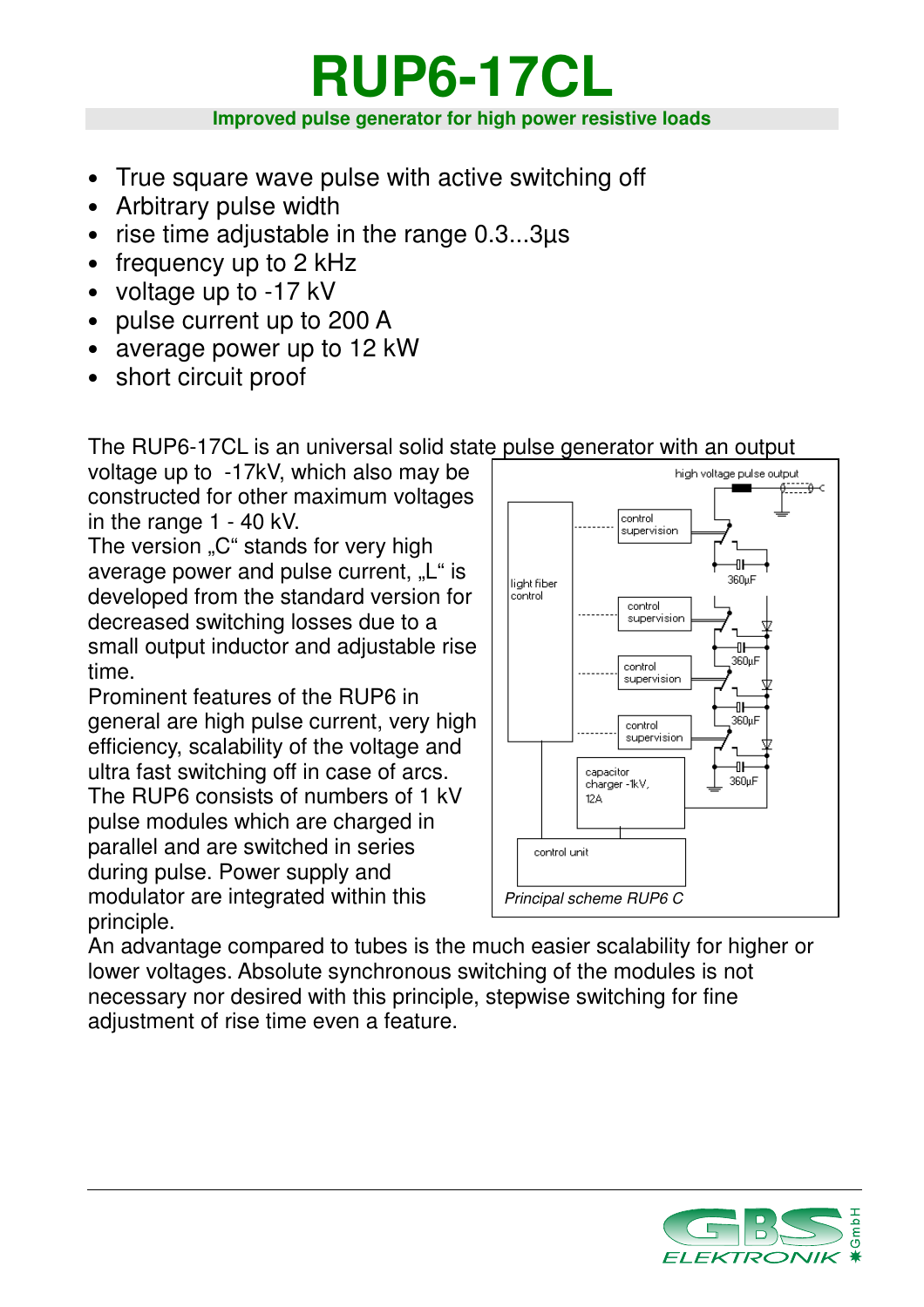# RUP6-17CL

**Improved pulse generator for high power resistive loads**

- True square wave pulse with active switching off
- Arbitrary pulse width
- rise time adjustable in the range 0.3...3µs
- frequency up to 2 kHz
- voltage up to -17 kV
- pulse current up to 200 A
- average power up to 12 kW
- short circuit proof

The RUP6-17CL is an universal solid state pulse generator with an output voltage up to -17kV, which also may be constructed for other maximum voltages in the range 1 - 40 kV.
The version „C" stands for very high average power and pulse current, „L" is developed from the standard version for decreased switching losses due to a small output inductor and adjustable rise time.
Prominent features of the RUP6 in general are high pulse current, very high efficiency, scalability of the voltage and ultra fast switching off in case of arcs.
The RUP6 consists of numbers of 1 kV pulse modules which are charged in parallel and are switched in series during pulse. Power supply and modulator are integrated within this principle.

*Principal scheme RUP6 C*

An advantage compared to tubes is the much easier scalability for higher or lower voltages. Absolute synchronous switching of the modules is not necessary nor desired with this principle, stepwise switching for fine adjustment of rise time even a feature.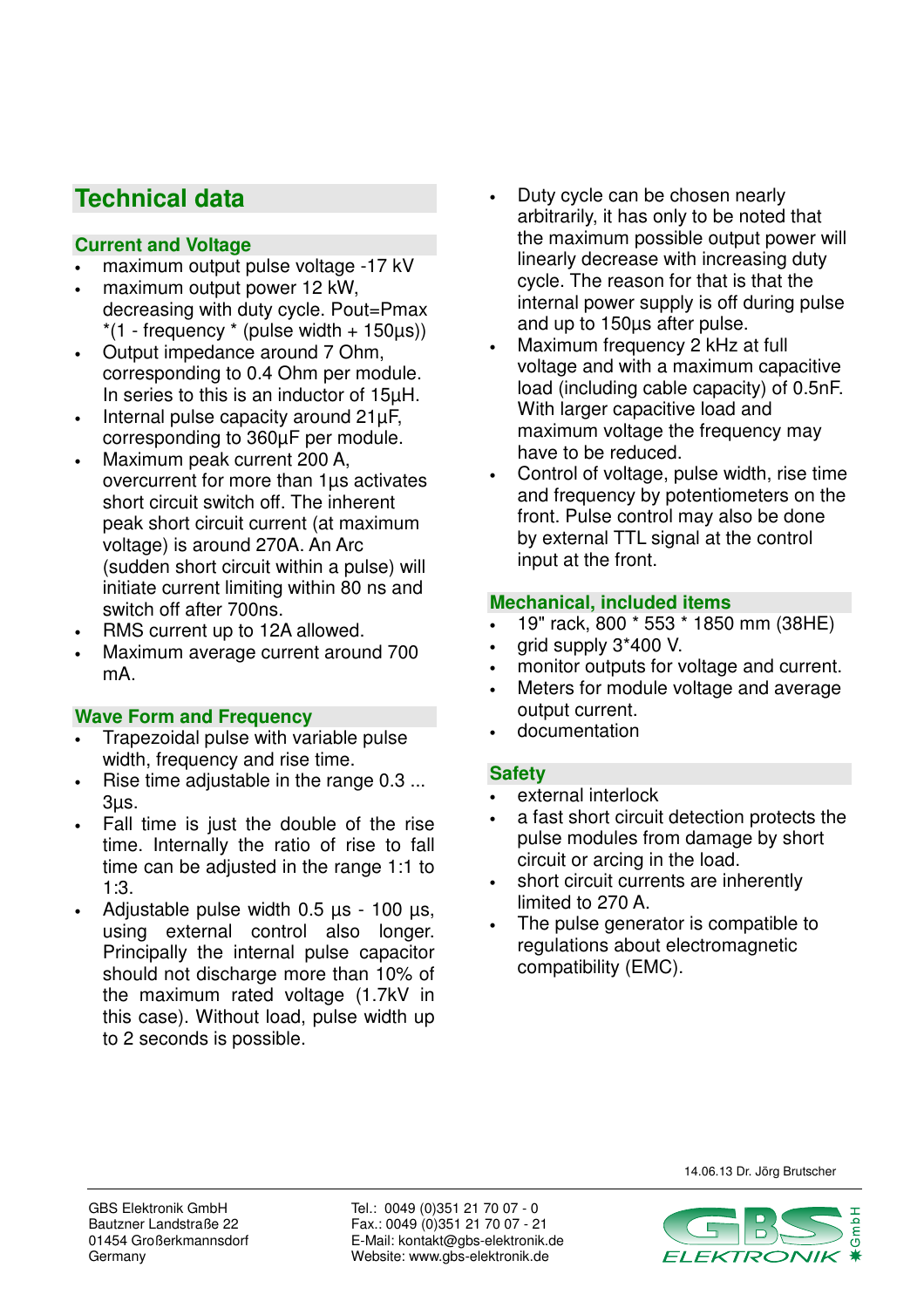## Technical data

### Current and Voltage

- maximum output pulse voltage -17 kV
- maximum output power 12 kW, decreasing with duty cycle. Pout=Pmax *(1 - frequency * (pulse width + 150µs))
- Output impedance around 7 Ohm, corresponding to 0.4 Ohm per module. In series to this is an inductor of 15µH.
- Internal pulse capacity around 21µF, corresponding to 360µF per module.
- Maximum peak current 200 A, overcurrent for more than 1µs activates short circuit switch off. The inherent peak short circuit current (at maximum voltage) is around 270A. An Arc (sudden short circuit within a pulse) will initiate current limiting within 80 ns and switch off after 700ns.
- RMS current up to 12A allowed.
- Maximum average current around 700 mA.

### Wave Form and Frequency

- Trapezoidal pulse with variable pulse width, frequency and rise time.
- Rise time adjustable in the range 0.3 ... 3µs.
- Fall time is just the double of the rise time. Internally the ratio of rise to fall time can be adjusted in the range 1:1 to 1:3.
- Adjustable pulse width 0.5 µs - 100 µs, using external control also longer. Principally the internal pulse capacitor should not discharge more than 10% of the maximum rated voltage (1.7kV in this case). Without load, pulse width up to 2 seconds is possible.
- Duty cycle can be chosen nearly arbitrarily, it has only to be noted that the maximum possible output power will linearly decrease with increasing duty cycle. The reason for that is that the internal power supply is off during pulse and up to 150µs after pulse.
- Maximum frequency 2 kHz at full voltage and with a maximum capacitive load (including cable capacity) of 0.5nF. With larger capacitive load and maximum voltage the frequency may have to be reduced.
- Control of voltage, pulse width, rise time and frequency by potentiometers on the front. Pulse control may also be done by external TTL signal at the control input at the front.

### Mechanical, included items

- 19" rack, 800 * 553 * 1850 mm (38HE)
- grid supply 3*400 V.
- monitor outputs for voltage and current.
- Meters for module voltage and average output current.
- documentation

### Safety

- external interlock
- a fast short circuit detection protects the pulse modules from damage by short circuit or arcing in the load.
- short circuit currents are inherently limited to 270 A.
- The pulse generator is compatible to regulations about electromagnetic compatibility (EMC).

14.06.13 Dr. Jörg Brutscher

GBS Elektronik GmbH
Bautzner Landstraße 22
01454 Großerkmannsdorf
Germany

Tel.: 0049 (0)351 21 70 07 - 0
Fax.: 0049 (0)351 21 70 07 - 21
E-Mail: kontakt@gbs-elektronik.de
Website: www.gbs-elektronik.de

GBS ELEKTRONIK GmbH